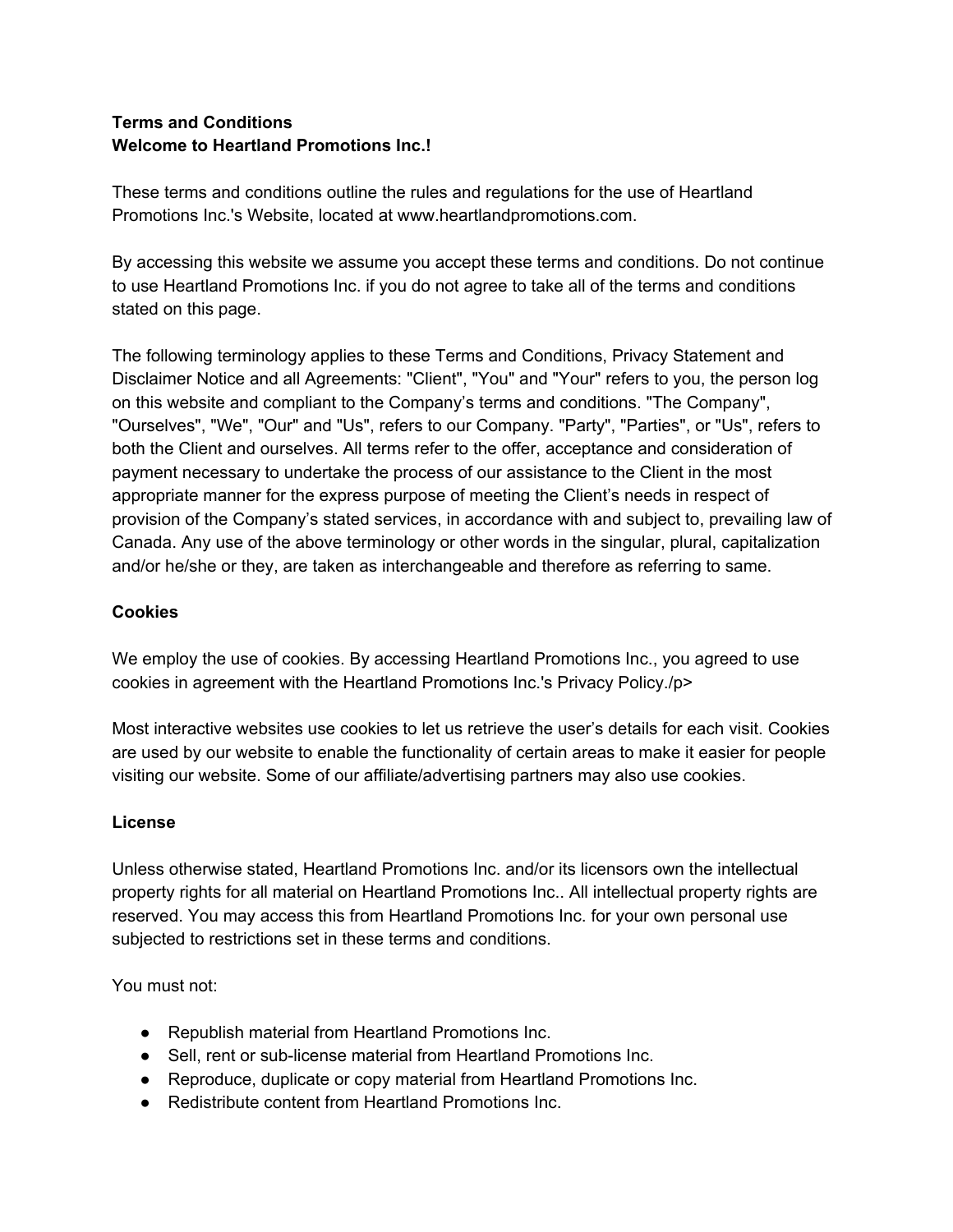**Terms and Conditions**
**Welcome to Heartland Promotions Inc.!**

These terms and conditions outline the rules and regulations for the use of Heartland Promotions Inc.'s Website, located at www.heartlandpromotions.com.

By accessing this website we assume you accept these terms and conditions. Do not continue to use Heartland Promotions Inc. if you do not agree to take all of the terms and conditions stated on this page.

The following terminology applies to these Terms and Conditions, Privacy Statement and Disclaimer Notice and all Agreements: "Client", "You" and "Your" refers to you, the person log on this website and compliant to the Company's terms and conditions. "The Company", "Ourselves", "We", "Our" and "Us", refers to our Company. "Party", "Parties", or "Us", refers to both the Client and ourselves. All terms refer to the offer, acceptance and consideration of payment necessary to undertake the process of our assistance to the Client in the most appropriate manner for the express purpose of meeting the Client's needs in respect of provision of the Company's stated services, in accordance with and subject to, prevailing law of Canada. Any use of the above terminology or other words in the singular, plural, capitalization and/or he/she or they, are taken as interchangeable and therefore as referring to same.

**Cookies**

We employ the use of cookies. By accessing Heartland Promotions Inc., you agreed to use cookies in agreement with the Heartland Promotions Inc.'s Privacy Policy./p>

Most interactive websites use cookies to let us retrieve the user's details for each visit. Cookies are used by our website to enable the functionality of certain areas to make it easier for people visiting our website. Some of our affiliate/advertising partners may also use cookies.

**License**

Unless otherwise stated, Heartland Promotions Inc. and/or its licensors own the intellectual property rights for all material on Heartland Promotions Inc.. All intellectual property rights are reserved. You may access this from Heartland Promotions Inc. for your own personal use subjected to restrictions set in these terms and conditions.

You must not:

- Republish material from Heartland Promotions Inc.
- Sell, rent or sub-license material from Heartland Promotions Inc.
- Reproduce, duplicate or copy material from Heartland Promotions Inc.
- Redistribute content from Heartland Promotions Inc.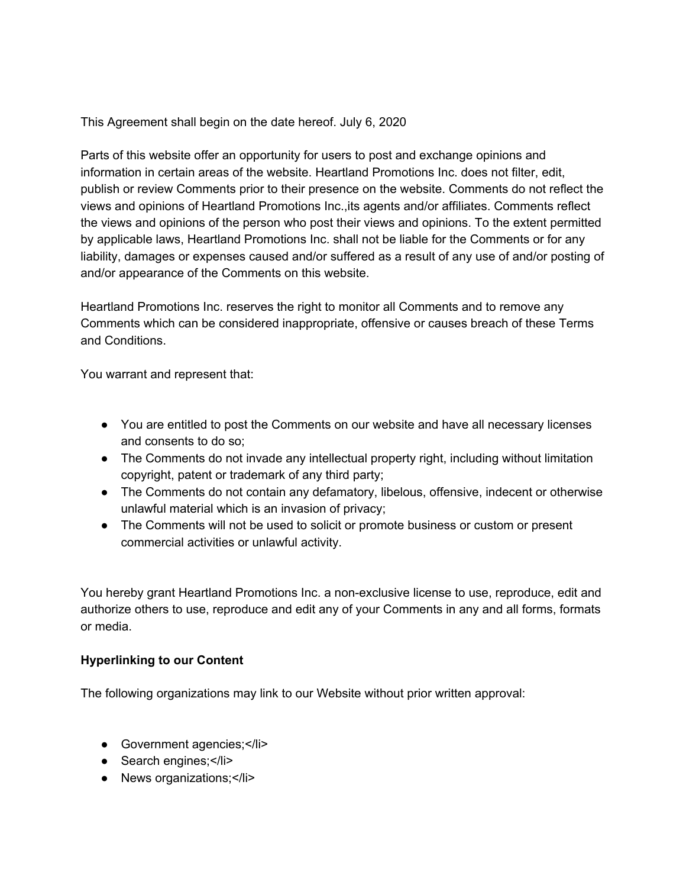This Agreement shall begin on the date hereof. July 6, 2020

Parts of this website offer an opportunity for users to post and exchange opinions and information in certain areas of the website. Heartland Promotions Inc. does not filter, edit, publish or review Comments prior to their presence on the website. Comments do not reflect the views and opinions of Heartland Promotions Inc.,its agents and/or affiliates. Comments reflect the views and opinions of the person who post their views and opinions. To the extent permitted by applicable laws, Heartland Promotions Inc. shall not be liable for the Comments or for any liability, damages or expenses caused and/or suffered as a result of any use of and/or posting of and/or appearance of the Comments on this website.

Heartland Promotions Inc. reserves the right to monitor all Comments and to remove any Comments which can be considered inappropriate, offensive or causes breach of these Terms and Conditions.

You warrant and represent that:

- You are entitled to post the Comments on our website and have all necessary licenses and consents to do so;
- The Comments do not invade any intellectual property right, including without limitation copyright, patent or trademark of any third party;
- The Comments do not contain any defamatory, libelous, offensive, indecent or otherwise unlawful material which is an invasion of privacy;
- The Comments will not be used to solicit or promote business or custom or present commercial activities or unlawful activity.

You hereby grant Heartland Promotions Inc. a non-exclusive license to use, reproduce, edit and authorize others to use, reproduce and edit any of your Comments in any and all forms, formats or media.

**Hyperlinking to our Content**

The following organizations may link to our Website without prior written approval:

- Government agencies;</li>
- Search engines;</li>
- News organizations;</li>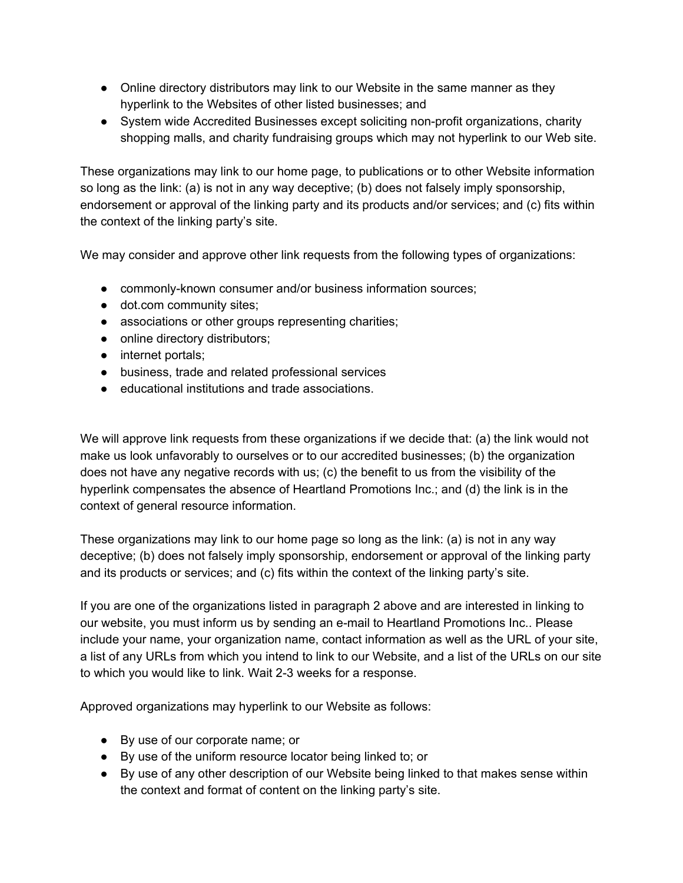- Online directory distributors may link to our Website in the same manner as they hyperlink to the Websites of other listed businesses; and
- System wide Accredited Businesses except soliciting non-profit organizations, charity shopping malls, and charity fundraising groups which may not hyperlink to our Web site.

These organizations may link to our home page, to publications or to other Website information so long as the link: (a) is not in any way deceptive; (b) does not falsely imply sponsorship, endorsement or approval of the linking party and its products and/or services; and (c) fits within the context of the linking party's site.

We may consider and approve other link requests from the following types of organizations:

- commonly-known consumer and/or business information sources;
- dot.com community sites;
- associations or other groups representing charities;
- online directory distributors;
- internet portals;
- business, trade and related professional services
- educational institutions and trade associations.

We will approve link requests from these organizations if we decide that: (a) the link would not make us look unfavorably to ourselves or to our accredited businesses; (b) the organization does not have any negative records with us; (c) the benefit to us from the visibility of the hyperlink compensates the absence of Heartland Promotions Inc.; and (d) the link is in the context of general resource information.

These organizations may link to our home page so long as the link: (a) is not in any way deceptive; (b) does not falsely imply sponsorship, endorsement or approval of the linking party and its products or services; and (c) fits within the context of the linking party's site.

If you are one of the organizations listed in paragraph 2 above and are interested in linking to our website, you must inform us by sending an e-mail to Heartland Promotions Inc.. Please include your name, your organization name, contact information as well as the URL of your site, a list of any URLs from which you intend to link to our Website, and a list of the URLs on our site to which you would like to link. Wait 2-3 weeks for a response.

Approved organizations may hyperlink to our Website as follows:

- By use of our corporate name; or
- By use of the uniform resource locator being linked to; or
- By use of any other description of our Website being linked to that makes sense within the context and format of content on the linking party's site.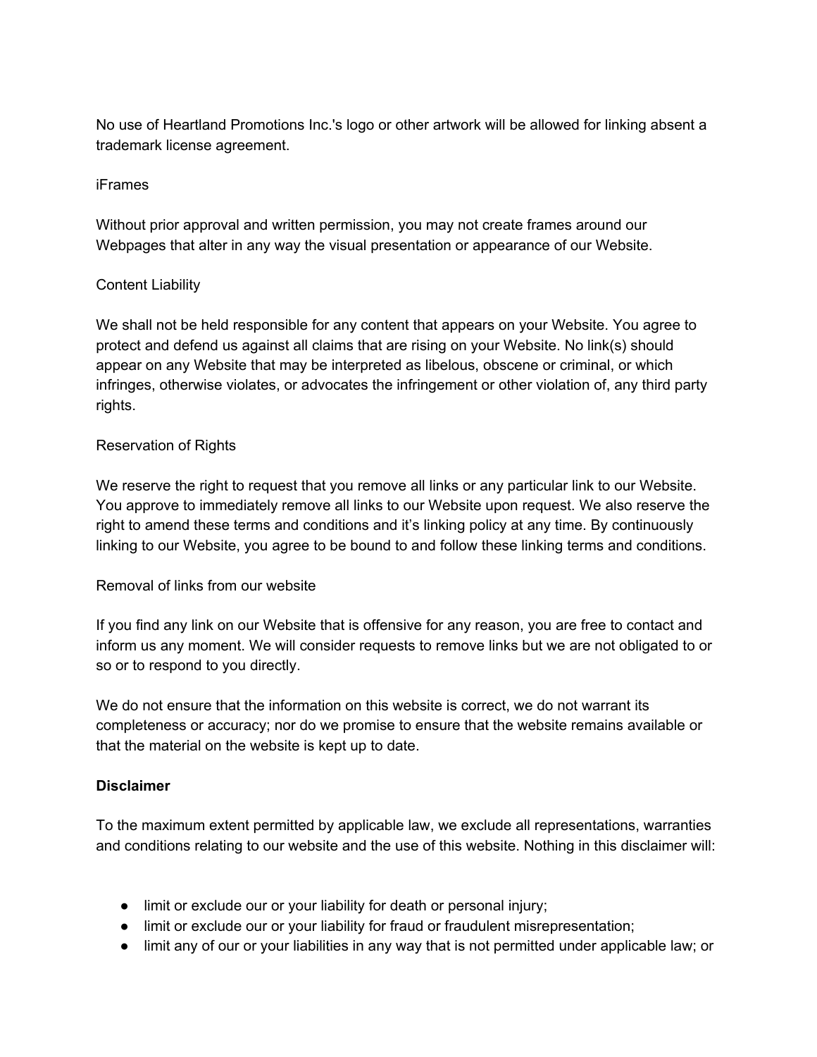No use of Heartland Promotions Inc.'s logo or other artwork will be allowed for linking absent a trademark license agreement.

iFrames

Without prior approval and written permission, you may not create frames around our Webpages that alter in any way the visual presentation or appearance of our Website.

Content Liability

We shall not be held responsible for any content that appears on your Website. You agree to protect and defend us against all claims that are rising on your Website. No link(s) should appear on any Website that may be interpreted as libelous, obscene or criminal, or which infringes, otherwise violates, or advocates the infringement or other violation of, any third party rights.

Reservation of Rights

We reserve the right to request that you remove all links or any particular link to our Website. You approve to immediately remove all links to our Website upon request. We also reserve the right to amend these terms and conditions and it's linking policy at any time. By continuously linking to our Website, you agree to be bound to and follow these linking terms and conditions.

Removal of links from our website

If you find any link on our Website that is offensive for any reason, you are free to contact and inform us any moment. We will consider requests to remove links but we are not obligated to or so or to respond to you directly.

We do not ensure that the information on this website is correct, we do not warrant its completeness or accuracy; nor do we promise to ensure that the website remains available or that the material on the website is kept up to date.

**Disclaimer**

To the maximum extent permitted by applicable law, we exclude all representations, warranties and conditions relating to our website and the use of this website. Nothing in this disclaimer will:

- limit or exclude our or your liability for death or personal injury;
- limit or exclude our or your liability for fraud or fraudulent misrepresentation;
- limit any of our or your liabilities in any way that is not permitted under applicable law; or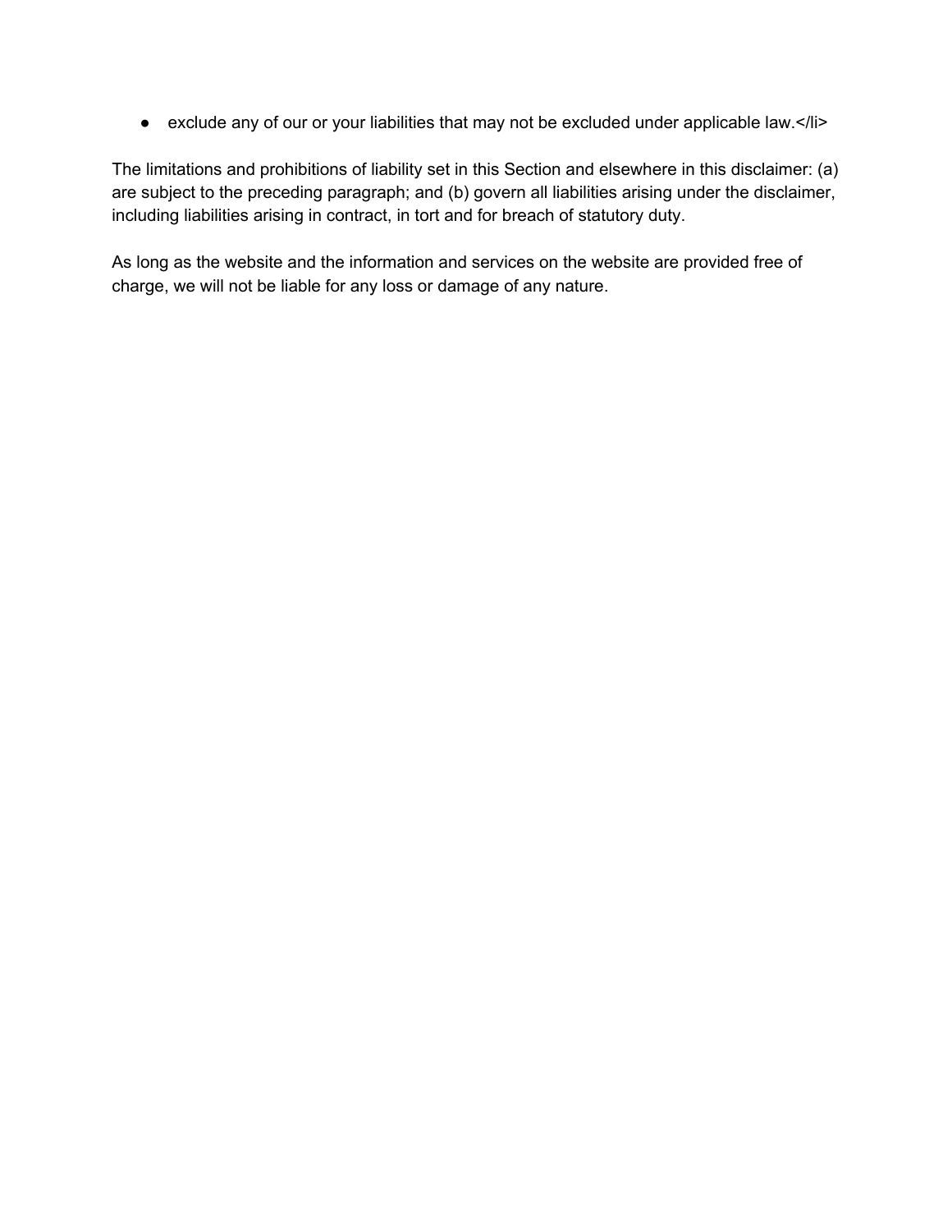- exclude any of our or your liabilities that may not be excluded under applicable law.</li>

The limitations and prohibitions of liability set in this Section and elsewhere in this disclaimer: (a) are subject to the preceding paragraph; and (b) govern all liabilities arising under the disclaimer, including liabilities arising in contract, in tort and for breach of statutory duty.

As long as the website and the information and services on the website are provided free of charge, we will not be liable for any loss or damage of any nature.